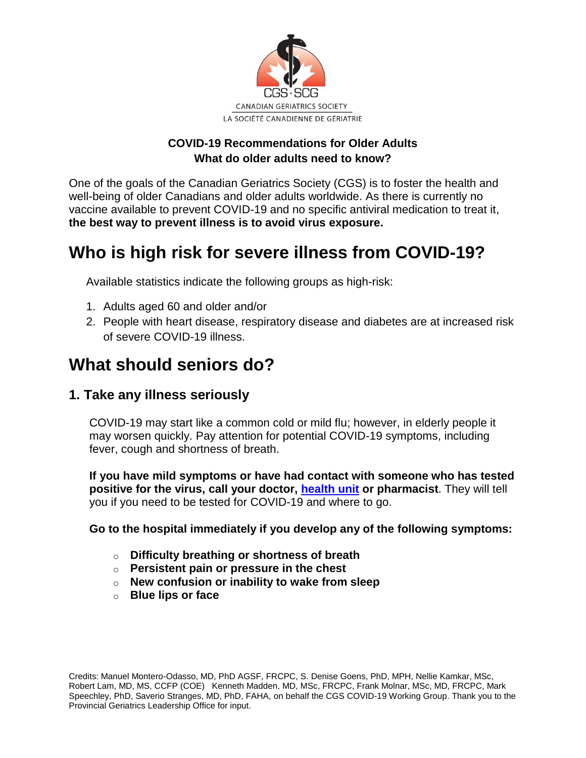CGS · SCG

CANADIAN GERIATRICS SOCIETY

LA SOCIÉTÉ CANADIENNE DE GÉRIATRIE

**COVID-19 Recommendations for Older Adults**
**What do older adults need to know?**

One of the goals of the Canadian Geriatrics Society (CGS) is to foster the health and well-being of older Canadians and older adults worldwide. As there is currently no vaccine available to prevent COVID-19 and no specific antiviral medication to treat it, **the best way to prevent illness is to avoid virus exposure.**

# Who is high risk for severe illness from COVID-19?

Available statistics indicate the following groups as high-risk:

1. Adults aged 60 and older and/or
2. People with heart disease, respiratory disease and diabetes are at increased risk of severe COVID-19 illness.

# What should seniors do?

## 1. Take any illness seriously

COVID-19 may start like a common cold or mild flu; however, in elderly people it may worsen quickly. Pay attention for potential COVID-19 symptoms, including fever, cough and shortness of breath.

**If you have mild symptoms or have had contact with someone who has tested positive for the virus, call your doctor, health unit or pharmacist**. They will tell you if you need to be tested for COVID-19 and where to go.

**Go to the hospital immediately if you develop any of the following symptoms:**

- **Difficulty breathing or shortness of breath**
- **Persistent pain or pressure in the chest**
- **New confusion or inability to wake from sleep**
- **Blue lips or face**

Credits: Manuel Montero-Odasso, MD, PhD AGSF, FRCPC, S. Denise Goens, PhD, MPH, Nellie Kamkar, MSc, Robert Lam, MD, MS, CCFP (COE) Kenneth Madden, MD, MSc, FRCPC, Frank Molnar, MSc, MD, FRCPC, Mark Speechley, PhD, Saverio Stranges, MD, PhD, FAHA, on behalf the CGS COVID-19 Working Group. Thank you to the Provincial Geriatrics Leadership Office for input.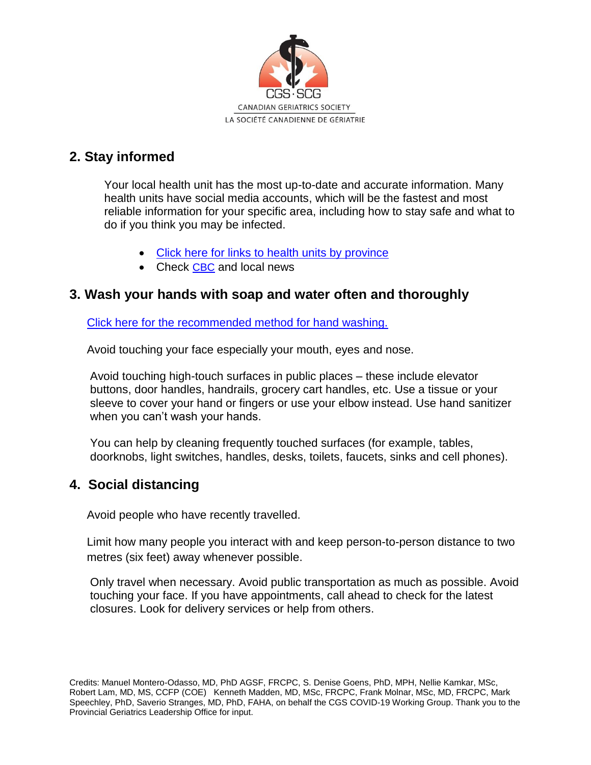CGS·SCG
CANADIAN GERIATRICS SOCIETY
LA SOCIÉTÉ CANADIENNE DE GÉRIATRIE

## 2. Stay informed

Your local health unit has the most up-to-date and accurate information. Many health units have social media accounts, which will be the fastest and most reliable information for your specific area, including how to stay safe and what to do if you think you may be infected.

- Click here for links to health units by province
- Check CBC and local news

## 3. Wash your hands with soap and water often and thoroughly

Click here for the recommended method for hand washing.

Avoid touching your face especially your mouth, eyes and nose.

Avoid touching high-touch surfaces in public places – these include elevator buttons, door handles, handrails, grocery cart handles, etc. Use a tissue or your sleeve to cover your hand or fingers or use your elbow instead. Use hand sanitizer when you can't wash your hands.

You can help by cleaning frequently touched surfaces (for example, tables, doorknobs, light switches, handles, desks, toilets, faucets, sinks and cell phones).

## 4. Social distancing

Avoid people who have recently travelled.

Limit how many people you interact with and keep person-to-person distance to two metres (six feet) away whenever possible.

Only travel when necessary. Avoid public transportation as much as possible. Avoid touching your face. If you have appointments, call ahead to check for the latest closures. Look for delivery services or help from others.

Credits: Manuel Montero-Odasso, MD, PhD AGSF, FRCPC, S. Denise Goens, PhD, MPH, Nellie Kamkar, MSc, Robert Lam, MD, MS, CCFP (COE) Kenneth Madden, MD, MSc, FRCPC, Frank Molnar, MSc, MD, FRCPC, Mark Speechley, PhD, Saverio Stranges, MD, PhD, FAHA, on behalf the CGS COVID-19 Working Group. Thank you to the Provincial Geriatrics Leadership Office for input.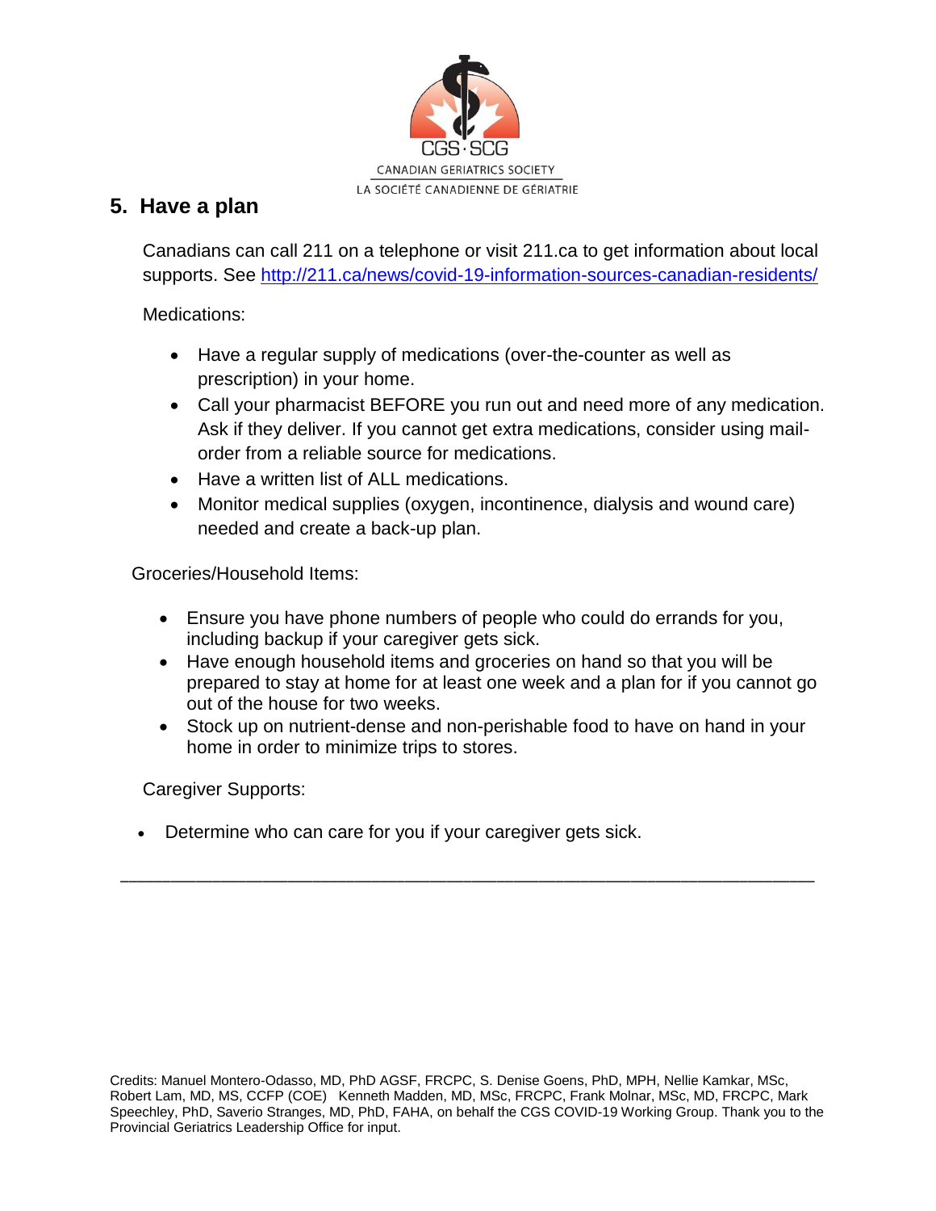## 5. Have a plan

Canadians can call 211 on a telephone or visit 211.ca to get information about local supports. See http://211.ca/news/covid-19-information-sources-canadian-residents/

Medications:

- Have a regular supply of medications (over-the-counter as well as prescription) in your home.
- Call your pharmacist BEFORE you run out and need more of any medication. Ask if they deliver. If you cannot get extra medications, consider using mail-order from a reliable source for medications.
- Have a written list of ALL medications.
- Monitor medical supplies (oxygen, incontinence, dialysis and wound care) needed and create a back-up plan.

Groceries/Household Items:

- Ensure you have phone numbers of people who could do errands for you, including backup if your caregiver gets sick.
- Have enough household items and groceries on hand so that you will be prepared to stay at home for at least one week and a plan for if you cannot go out of the house for two weeks.
- Stock up on nutrient-dense and non-perishable food to have on hand in your home in order to minimize trips to stores.

Caregiver Supports:

- Determine who can care for you if your caregiver gets sick.

---

Credits: Manuel Montero-Odasso, MD, PhD AGSF, FRCPC, S. Denise Goens, PhD, MPH, Nellie Kamkar, MSc, Robert Lam, MD, MS, CCFP (COE) Kenneth Madden, MD, MSc, FRCPC, Frank Molnar, MSc, MD, FRCPC, Mark Speechley, PhD, Saverio Stranges, MD, PhD, FAHA, on behalf the CGS COVID-19 Working Group. Thank you to the Provincial Geriatrics Leadership Office for input.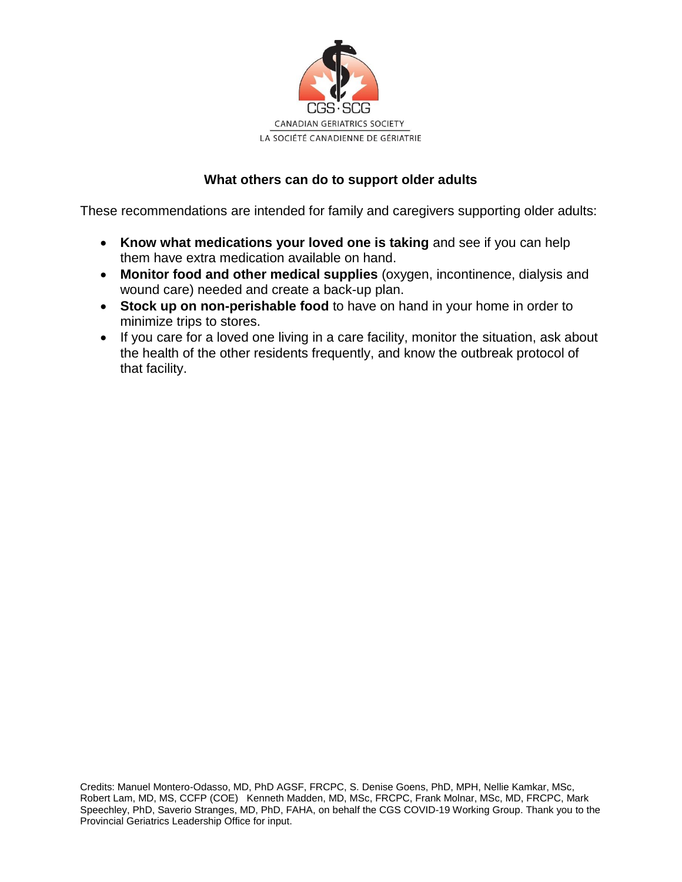CGS·SCG

CANADIAN GERIATRICS SOCIETY

LA SOCIÉTÉ CANADIENNE DE GÉRIATRIE

## What others can do to support older adults

These recommendations are intended for family and caregivers supporting older adults:

- **Know what medications your loved one is taking** and see if you can help them have extra medication available on hand.
- **Monitor food and other medical supplies** (oxygen, incontinence, dialysis and wound care) needed and create a back-up plan.
- **Stock up on non-perishable food** to have on hand in your home in order to minimize trips to stores.
- If you care for a loved one living in a care facility, monitor the situation, ask about the health of the other residents frequently, and know the outbreak protocol of that facility.

Credits: Manuel Montero-Odasso, MD, PhD AGSF, FRCPC, S. Denise Goens, PhD, MPH, Nellie Kamkar, MSc, Robert Lam, MD, MS, CCFP (COE) Kenneth Madden, MD, MSc, FRCPC, Frank Molnar, MSc, MD, FRCPC, Mark Speechley, PhD, Saverio Stranges, MD, PhD, FAHA, on behalf the CGS COVID-19 Working Group. Thank you to the Provincial Geriatrics Leadership Office for input.